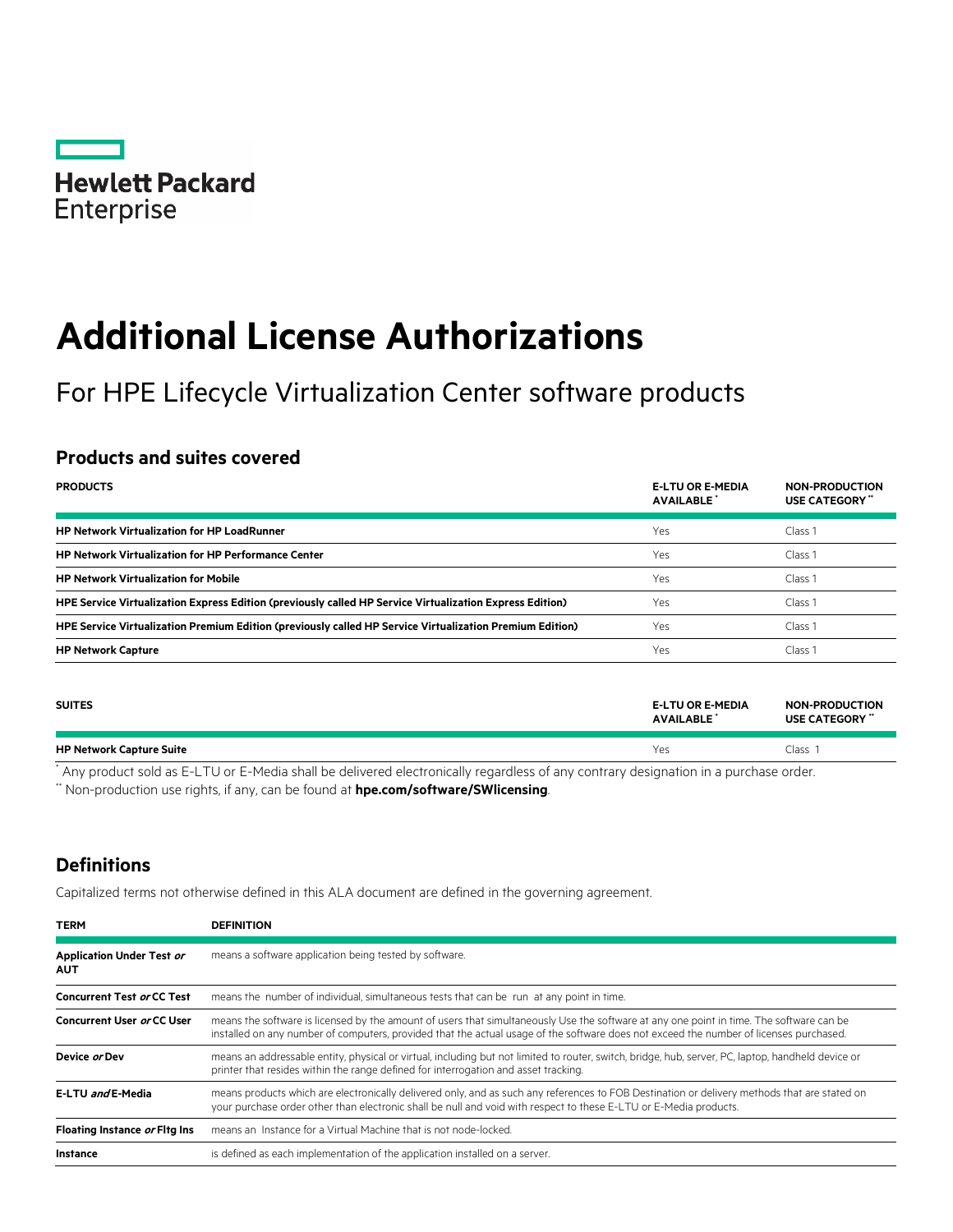Hewlett Packard Enterprise

# Additional License Authorizations

For HPE Lifecycle Virtualization Center software products

## Products and suites covered

| PRODUCTS | E-LTU OR E-MEDIA AVAILABLE * | NON-PRODUCTION USE CATEGORY ** |
|---|---|---|
| **HP Network Virtualization for HP LoadRunner** | Yes | Class 1 |
| **HP Network Virtualization for HP Performance Center** | Yes | Class 1 |
| **HP Network Virtualization for Mobile** | Yes | Class 1 |
| **HPE Service Virtualization Express Edition (previously called HP Service Virtualization Express Edition)** | Yes | Class 1 |
| **HPE Service Virtualization Premium Edition (previously called HP Service Virtualization Premium Edition)** | Yes | Class 1 |
| **HP Network Capture** | Yes | Class 1 |

| SUITES | E-LTU OR E-MEDIA AVAILABLE * | NON-PRODUCTION USE CATEGORY ** |
|---|---|---|
| **HP Network Capture Suite** | Yes | Class 1 |

* Any product sold as E-LTU or E-Media shall be delivered electronically regardless of any contrary designation in a purchase order.

** Non-production use rights, if any, can be found at **hpe.com/software/SWlicensing**.

## Definitions

Capitalized terms not otherwise defined in this ALA document are defined in the governing agreement.

| TERM | DEFINITION |
|---|---|
| **Application Under Test *or* AUT** | means a software application being tested by software. |
| **Concurrent Test *or* CC Test** | means the number of individual, simultaneous tests that can be run at any point in time. |
| **Concurrent User *or* CC User** | means the software is licensed by the amount of users that simultaneously Use the software at any one point in time. The software can be installed on any number of computers, provided that the actual usage of the software does not exceed the number of licenses purchased. |
| **Device *or* Dev** | means an addressable entity, physical or virtual, including but not limited to router, switch, bridge, hub, server, PC, laptop, handheld device or printer that resides within the range defined for interrogation and asset tracking. |
| **E-LTU *and* E-Media** | means products which are electronically delivered only, and as such any references to FOB Destination or delivery methods that are stated on your purchase order other than electronic shall be null and void with respect to these E-LTU or E-Media products. |
| **Floating Instance *or* Fltg Ins** | means an Instance for a Virtual Machine that is not node-locked. |
| **Instance** | is defined as each implementation of the application installed on a server. |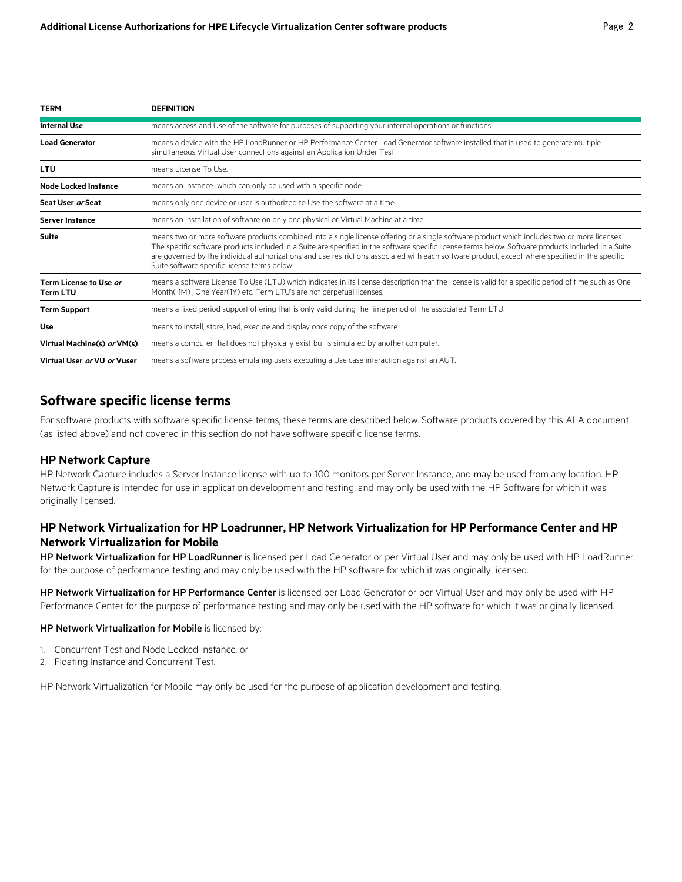| TERM | DEFINITION |
|---|---|
| **Internal Use** | means access and Use of the software for purposes of supporting your internal operations or functions. |
| **Load Generator** | means a device with the HP LoadRunner or HP Performance Center Load Generator software installed that is used to generate multiple simultaneous Virtual User connections against an Application Under Test. |
| **LTU** | means License To Use. |
| **Node Locked Instance** | means an Instance which can only be used with a specific node. |
| **Seat User *or* Seat** | means only one device or user is authorized to Use the software at a time. |
| **Server Instance** | means an installation of software on only one physical or Virtual Machine at a time. |
| **Suite** | means two or more software products combined into a single license offering or a single software product which includes two or more licenses . The specific software products included in a Suite are specified in the software specific license terms below. Software products included in a Suite are governed by the individual authorizations and use restrictions associated with each software product, except where specified in the specific Suite software specific license terms below. |
| **Term License to Use *or* Term LTU** | means a software License To Use (LTU) which indicates in its license description that the license is valid for a specific period of time such as One Month( 1M) , One Year(1Y) etc. Term LTU's are not perpetual licenses. |
| **Term Support** | means a fixed period support offering that is only valid during the time period of the associated Term LTU. |
| **Use** | means to install, store, load, execute and display once copy of the software. |
| **Virtual Machine(s) *or* VM(s)** | means a computer that does not physically exist but is simulated by another computer. |
| **Virtual User *or* VU *or* Vuser** | means a software process emulating users executing a Use case interaction against an AUT. |

## Software specific license terms

For software products with software specific license terms, these terms are described below. Software products covered by this ALA document (as listed above) and not covered in this section do not have software specific license terms.

### HP Network Capture

HP Network Capture includes a Server Instance license with up to 100 monitors per Server Instance, and may be used from any location. HP Network Capture is intended for use in application development and testing, and may only be used with the HP Software for which it was originally licensed.

### HP Network Virtualization for HP Loadrunner, HP Network Virtualization for HP Performance Center and HP Network Virtualization for Mobile

**HP Network Virtualization for HP LoadRunner** is licensed per Load Generator or per Virtual User and may only be used with HP LoadRunner for the purpose of performance testing and may only be used with the HP software for which it was originally licensed.

**HP Network Virtualization for HP Performance Center** is licensed per Load Generator or per Virtual User and may only be used with HP Performance Center for the purpose of performance testing and may only be used with the HP software for which it was originally licensed.

**HP Network Virtualization for Mobile** is licensed by:

1. Concurrent Test and Node Locked Instance, or
2. Floating Instance and Concurrent Test.

HP Network Virtualization for Mobile may only be used for the purpose of application development and testing.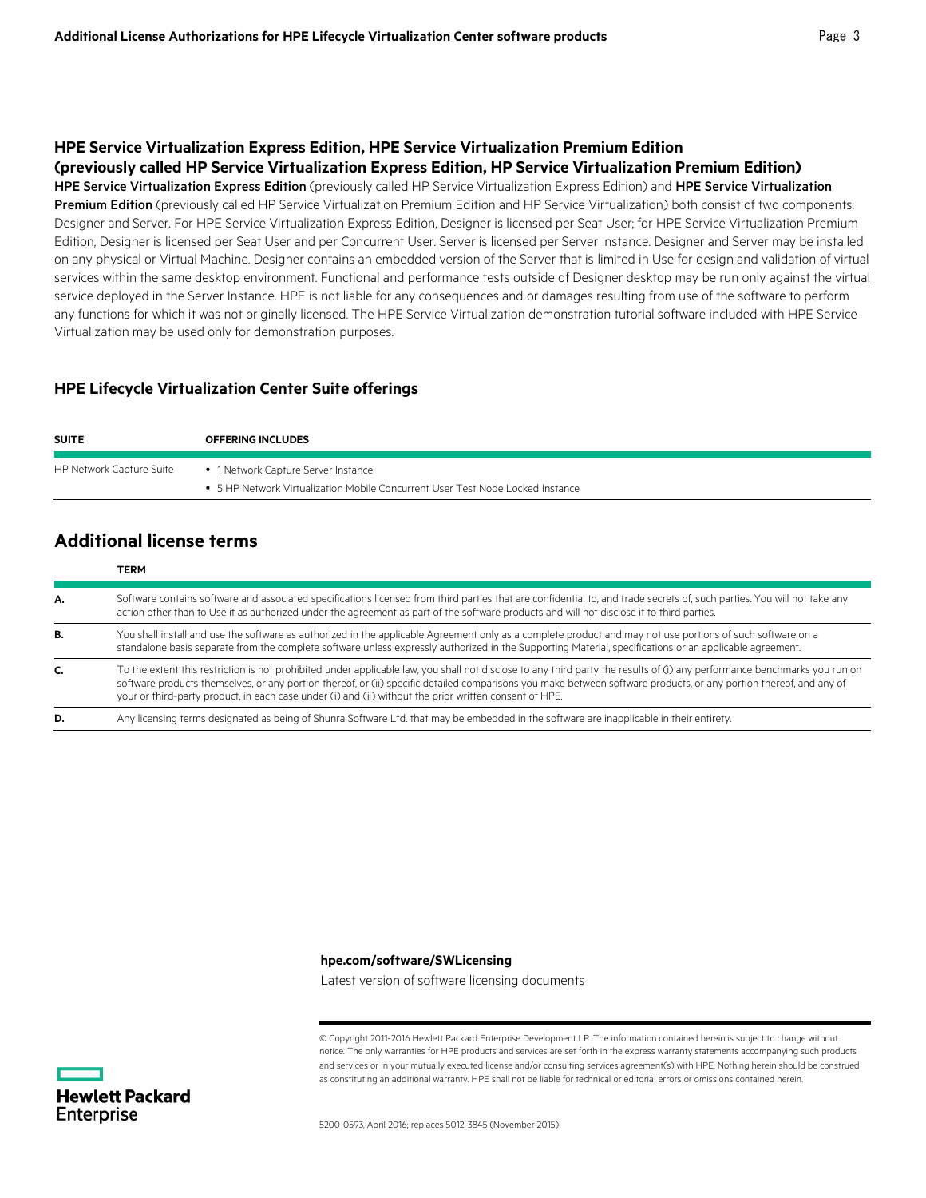### HPE Service Virtualization Express Edition, HPE Service Virtualization Premium Edition (previously called HP Service Virtualization Express Edition, HP Service Virtualization Premium Edition)

**HPE Service Virtualization Express Edition** (previously called HP Service Virtualization Express Edition) and **HPE Service Virtualization Premium Edition** (previously called HP Service Virtualization Premium Edition and HP Service Virtualization) both consist of two components: Designer and Server. For HPE Service Virtualization Express Edition, Designer is licensed per Seat User; for HPE Service Virtualization Premium Edition, Designer is licensed per Seat User and per Concurrent User. Server is licensed per Server Instance. Designer and Server may be installed on any physical or Virtual Machine. Designer contains an embedded version of the Server that is limited in Use for design and validation of virtual services within the same desktop environment. Functional and performance tests outside of Designer desktop may be run only against the virtual service deployed in the Server Instance. HPE is not liable for any consequences and or damages resulting from use of the software to perform any functions for which it was not originally licensed. The HPE Service Virtualization demonstration tutorial software included with HPE Service Virtualization may be used only for demonstration purposes.

### HPE Lifecycle Virtualization Center Suite offerings

| SUITE | OFFERING INCLUDES |
|---|---|
| HP Network Capture Suite | • 1 Network Capture Server Instance<br>• 5 HP Network Virtualization Mobile Concurrent User Test Node Locked Instance |

## Additional license terms

| | TERM |
|---|---|
| A. | Software contains software and associated specifications licensed from third parties that are confidential to, and trade secrets of, such parties. You will not take any action other than to Use it as authorized under the agreement as part of the software products and will not disclose it to third parties. |
| B. | You shall install and use the software as authorized in the applicable Agreement only as a complete product and may not use portions of such software on a standalone basis separate from the complete software unless expressly authorized in the Supporting Material, specifications or an applicable agreement. |
| C. | To the extent this restriction is not prohibited under applicable law, you shall not disclose to any third party the results of (i) any performance benchmarks you run on software products themselves, or any portion thereof, or (ii) specific detailed comparisons you make between software products, or any portion thereof, and any of your or third-party product, in each case under (i) and (ii) without the prior written consent of HPE. |
| D. | Any licensing terms designated as being of Shunra Software Ltd. that may be embedded in the software are inapplicable in their entirety. |

**hpe.com/software/SWLicensing**

Latest version of software licensing documents

© Copyright 2011-2016 Hewlett Packard Enterprise Development LP. The information contained herein is subject to change without notice. The only warranties for HPE products and services are set forth in the express warranty statements accompanying such products and services or in your mutually executed license and/or consulting services agreement(s) with HPE. Nothing herein should be construed as constituting an additional warranty. HPE shall not be liable for technical or editorial errors or omissions contained herein.

Hewlett Packard Enterprise

5200-0593, April 2016; replaces 5012-3845 (November 2015)